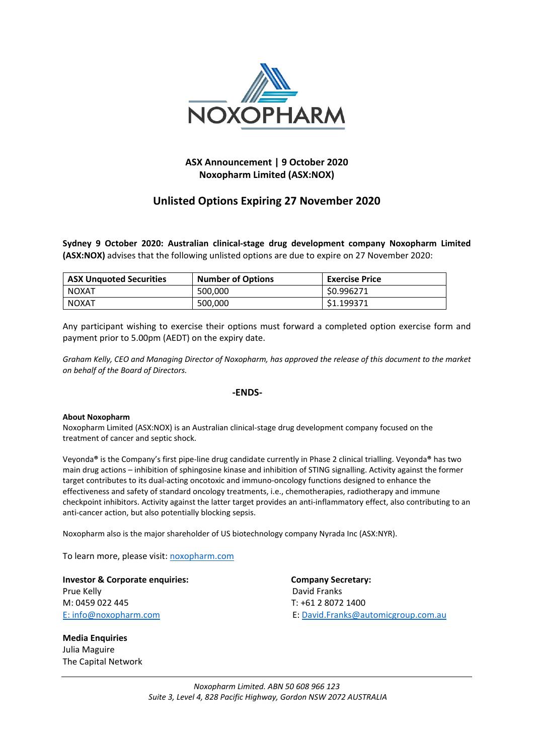**ASX Announcement | 9 October 2020**
**Noxopharm Limited (ASX:NOX)**

# Unlisted Options Expiring 27 November 2020

**Sydney 9 October 2020: Australian clinical-stage drug development company Noxopharm Limited (ASX:NOX)** advises that the following unlisted options are due to expire on 27 November 2020:

| ASX Unquoted Securities | Number of Options | Exercise Price |
|---|---|---|
| NOXAT | 500,000 | $0.996271 |
| NOXAT | 500,000 | $1.199371 |

Any participant wishing to exercise their options must forward a completed option exercise form and payment prior to 5.00pm (AEDT) on the expiry date.

*Graham Kelly, CEO and Managing Director of Noxopharm, has approved the release of this document to the market on behalf of the Board of Directors.*

**-ENDS-**

**About Noxopharm**

Noxopharm Limited (ASX:NOX) is an Australian clinical-stage drug development company focused on the treatment of cancer and septic shock.

Veyonda® is the Company's first pipe-line drug candidate currently in Phase 2 clinical trialling. Veyonda® has two main drug actions – inhibition of sphingosine kinase and inhibition of STING signalling. Activity against the former target contributes to its dual-acting oncotoxic and immuno-oncology functions designed to enhance the effectiveness and safety of standard oncology treatments, i.e., chemotherapies, radiotherapy and immune checkpoint inhibitors. Activity against the latter target provides an anti-inflammatory effect, also contributing to an anti-cancer action, but also potentially blocking sepsis.

Noxopharm also is the major shareholder of US biotechnology company Nyrada Inc (ASX:NYR).

To learn more, please visit: noxopharm.com

**Investor & Corporate enquiries:**
Prue Kelly
M: 0459 022 445
E: info@noxopharm.com

**Company Secretary:**
David Franks
T: +61 2 8072 1400
E: David.Franks@automicgroup.com.au

**Media Enquiries**
Julia Maguire
The Capital Network

*Noxopharm Limited. ABN 50 608 966 123*
*Suite 3, Level 4, 828 Pacific Highway, Gordon NSW 2072 AUSTRALIA*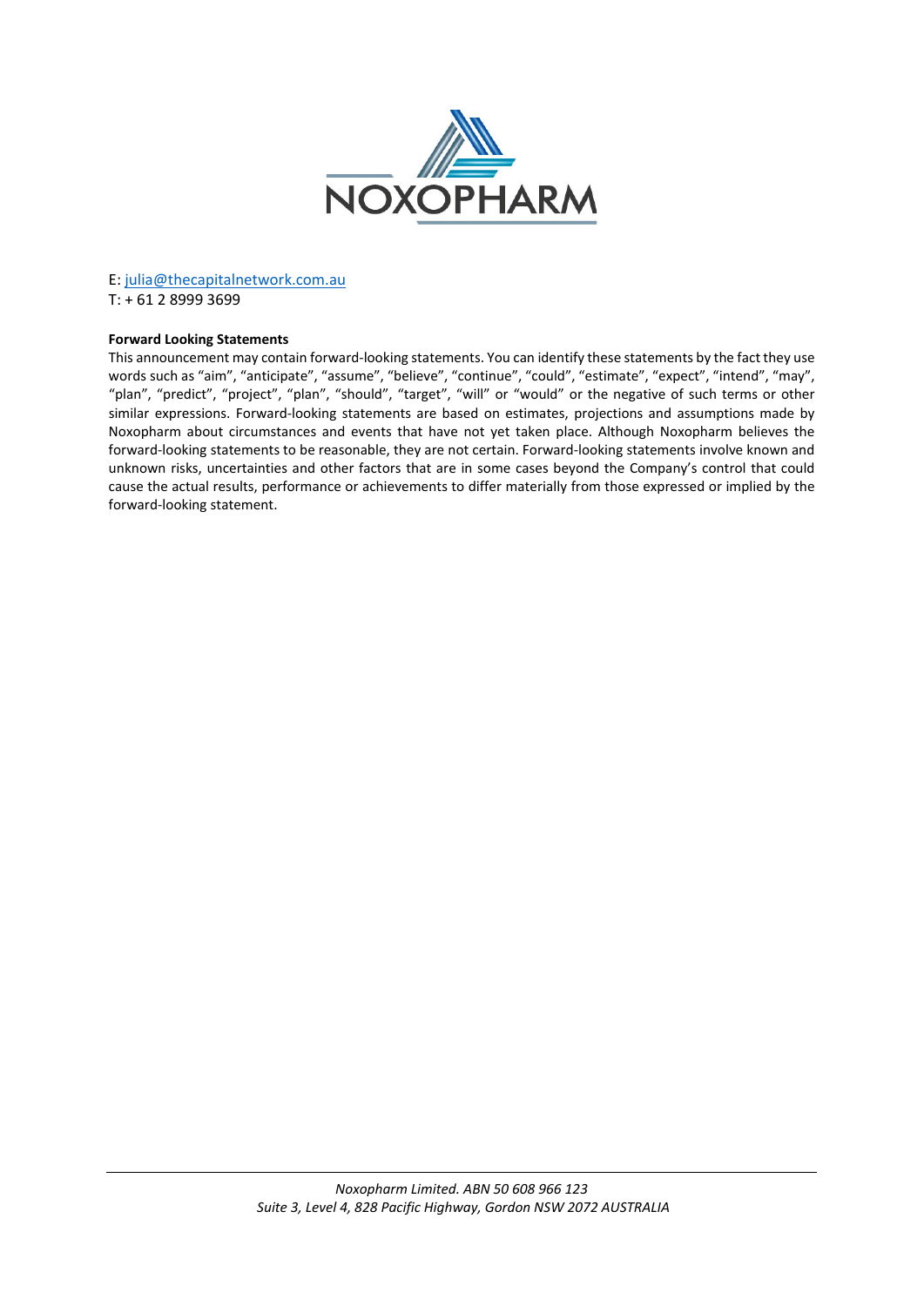E: julia@thecapitalnetwork.com.au
T: + 61 2 8999 3699

**Forward Looking Statements**

This announcement may contain forward-looking statements. You can identify these statements by the fact they use words such as "aim", "anticipate", "assume", "believe", "continue", "could", "estimate", "expect", "intend", "may", "plan", "predict", "project", "plan", "should", "target", "will" or "would" or the negative of such terms or other similar expressions. Forward-looking statements are based on estimates, projections and assumptions made by Noxopharm about circumstances and events that have not yet taken place. Although Noxopharm believes the forward-looking statements to be reasonable, they are not certain. Forward-looking statements involve known and unknown risks, uncertainties and other factors that are in some cases beyond the Company's control that could cause the actual results, performance or achievements to differ materially from those expressed or implied by the forward-looking statement.